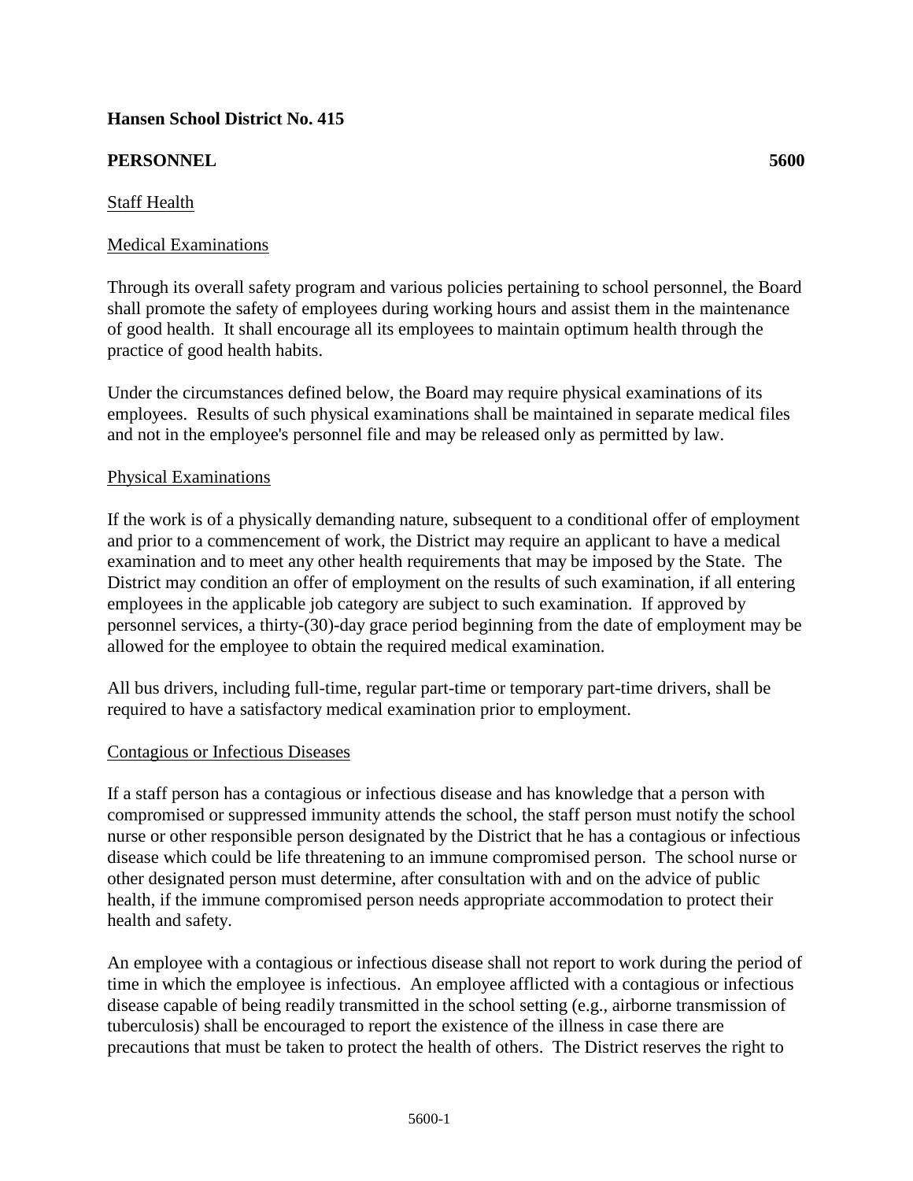**Hansen School District No. 415**

**PERSONNEL** **5600**

Staff Health

Medical Examinations

Through its overall safety program and various policies pertaining to school personnel, the Board shall promote the safety of employees during working hours and assist them in the maintenance of good health. It shall encourage all its employees to maintain optimum health through the practice of good health habits.

Under the circumstances defined below, the Board may require physical examinations of its employees. Results of such physical examinations shall be maintained in separate medical files and not in the employee's personnel file and may be released only as permitted by law.

Physical Examinations

If the work is of a physically demanding nature, subsequent to a conditional offer of employment and prior to a commencement of work, the District may require an applicant to have a medical examination and to meet any other health requirements that may be imposed by the State. The District may condition an offer of employment on the results of such examination, if all entering employees in the applicable job category are subject to such examination. If approved by personnel services, a thirty-(30)-day grace period beginning from the date of employment may be allowed for the employee to obtain the required medical examination.

All bus drivers, including full-time, regular part-time or temporary part-time drivers, shall be required to have a satisfactory medical examination prior to employment.

Contagious or Infectious Diseases

If a staff person has a contagious or infectious disease and has knowledge that a person with compromised or suppressed immunity attends the school, the staff person must notify the school nurse or other responsible person designated by the District that he has a contagious or infectious disease which could be life threatening to an immune compromised person. The school nurse or other designated person must determine, after consultation with and on the advice of public health, if the immune compromised person needs appropriate accommodation to protect their health and safety.

An employee with a contagious or infectious disease shall not report to work during the period of time in which the employee is infectious. An employee afflicted with a contagious or infectious disease capable of being readily transmitted in the school setting (e.g., airborne transmission of tuberculosis) shall be encouraged to report the existence of the illness in case there are precautions that must be taken to protect the health of others. The District reserves the right to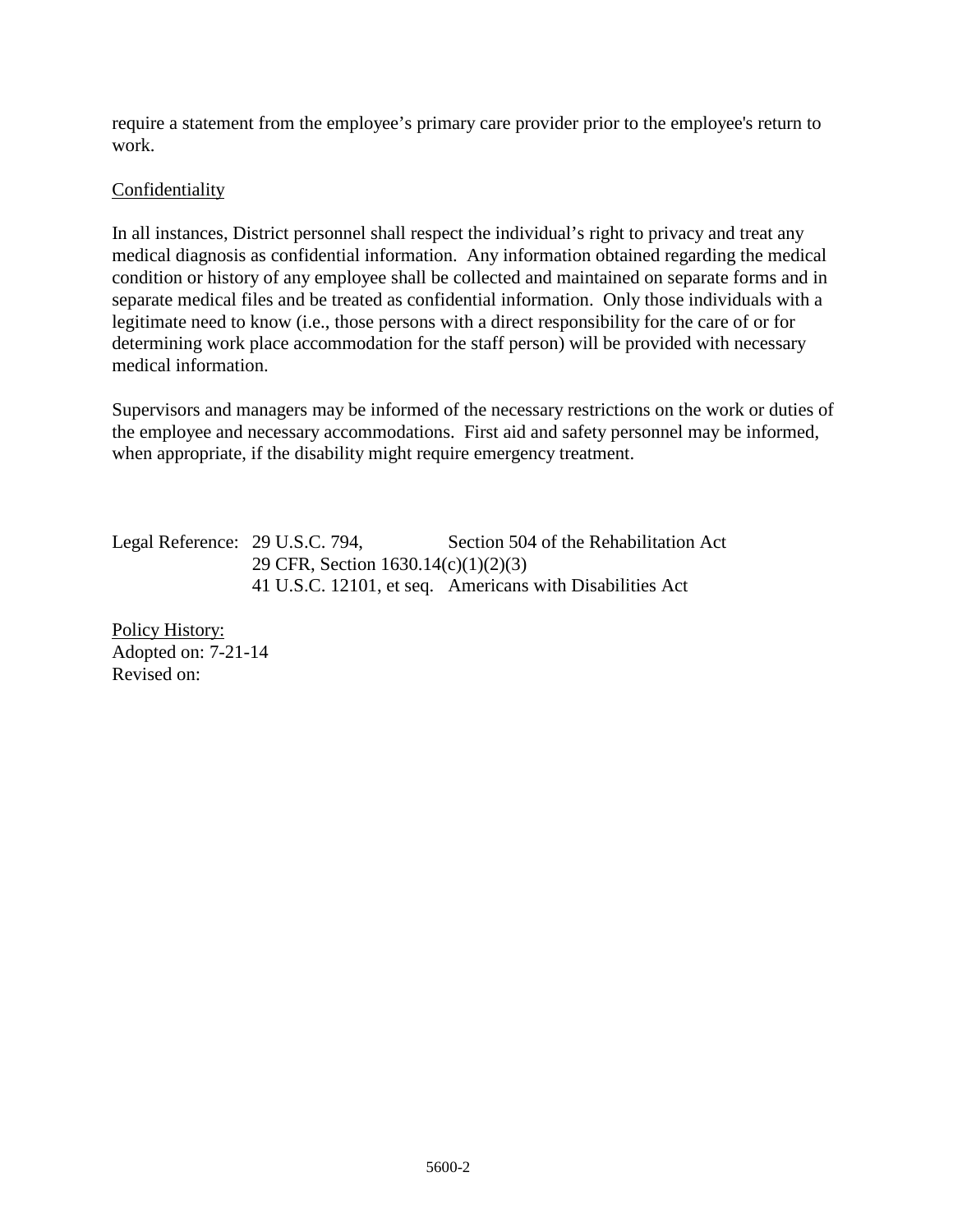require a statement from the employee's primary care provider prior to the employee's return to work.

Confidentiality

In all instances, District personnel shall respect the individual's right to privacy and treat any medical diagnosis as confidential information. Any information obtained regarding the medical condition or history of any employee shall be collected and maintained on separate forms and in separate medical files and be treated as confidential information. Only those individuals with a legitimate need to know (i.e., those persons with a direct responsibility for the care of or for determining work place accommodation for the staff person) will be provided with necessary medical information.

Supervisors and managers may be informed of the necessary restrictions on the work or duties of the employee and necessary accommodations. First aid and safety personnel may be informed, when appropriate, if the disability might require emergency treatment.

| | | |
|---|---|---|
| Legal Reference: | 29 U.S.C. 794, | Section 504 of the Rehabilitation Act |
| | 29 CFR, Section 1630.14(c)(1)(2)(3) | |
| | 41 U.S.C. 12101, et seq. | Americans with Disabilities Act |

Policy History:
Adopted on: 7-21-14
Revised on: